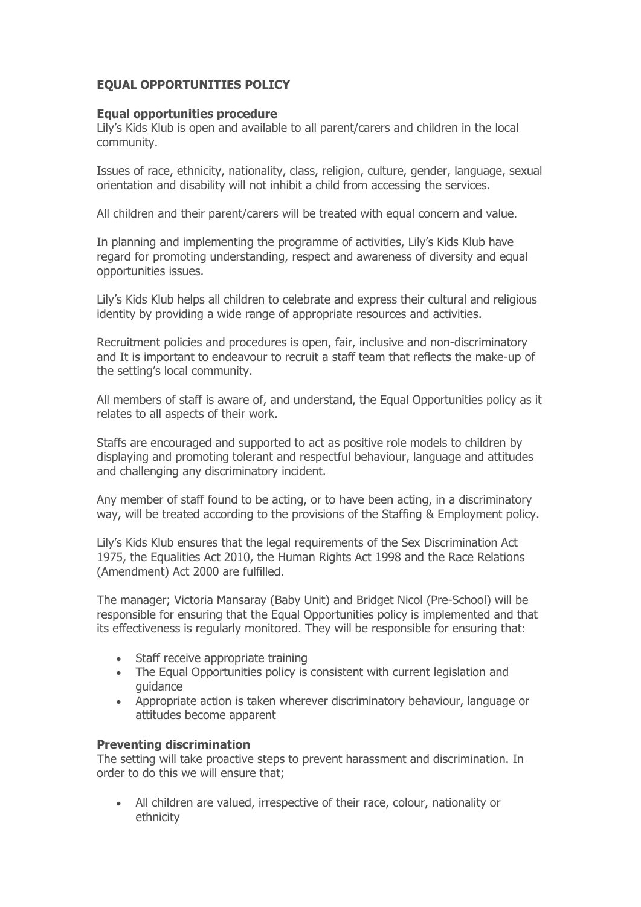**EQUAL OPPORTUNITIES POLICY**

**Equal opportunities procedure**

Lily's Kids Klub is open and available to all parent/carers and children in the local community.

Issues of race, ethnicity, nationality, class, religion, culture, gender, language, sexual orientation and disability will not inhibit a child from accessing the services.

All children and their parent/carers will be treated with equal concern and value.

In planning and implementing the programme of activities, Lily's Kids Klub have regard for promoting understanding, respect and awareness of diversity and equal opportunities issues.

Lily's Kids Klub helps all children to celebrate and express their cultural and religious identity by providing a wide range of appropriate resources and activities.

Recruitment policies and procedures is open, fair, inclusive and non-discriminatory and It is important to endeavour to recruit a staff team that reflects the make-up of the setting's local community.

All members of staff is aware of, and understand, the Equal Opportunities policy as it relates to all aspects of their work.

Staffs are encouraged and supported to act as positive role models to children by displaying and promoting tolerant and respectful behaviour, language and attitudes and challenging any discriminatory incident.

Any member of staff found to be acting, or to have been acting, in a discriminatory way, will be treated according to the provisions of the Staffing & Employment policy.

Lily's Kids Klub ensures that the legal requirements of the Sex Discrimination Act 1975, the Equalities Act 2010, the Human Rights Act 1998 and the Race Relations (Amendment) Act 2000 are fulfilled.

The manager; Victoria Mansaray (Baby Unit) and Bridget Nicol (Pre-School) will be responsible for ensuring that the Equal Opportunities policy is implemented and that its effectiveness is regularly monitored. They will be responsible for ensuring that:

- Staff receive appropriate training
- The Equal Opportunities policy is consistent with current legislation and guidance
- Appropriate action is taken wherever discriminatory behaviour, language or attitudes become apparent

**Preventing discrimination**

The setting will take proactive steps to prevent harassment and discrimination. In order to do this we will ensure that;

- All children are valued, irrespective of their race, colour, nationality or ethnicity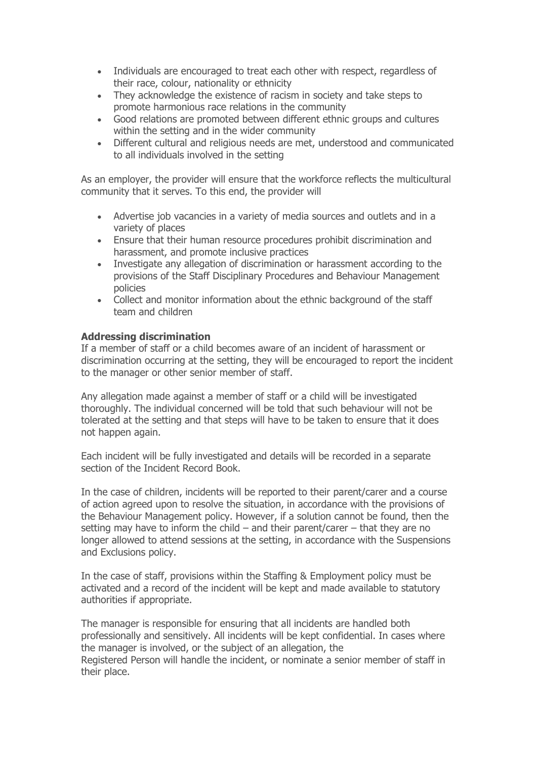- Individuals are encouraged to treat each other with respect, regardless of their race, colour, nationality or ethnicity
- They acknowledge the existence of racism in society and take steps to promote harmonious race relations in the community
- Good relations are promoted between different ethnic groups and cultures within the setting and in the wider community
- Different cultural and religious needs are met, understood and communicated to all individuals involved in the setting

As an employer, the provider will ensure that the workforce reflects the multicultural community that it serves. To this end, the provider will

- Advertise job vacancies in a variety of media sources and outlets and in a variety of places
- Ensure that their human resource procedures prohibit discrimination and harassment, and promote inclusive practices
- Investigate any allegation of discrimination or harassment according to the provisions of the Staff Disciplinary Procedures and Behaviour Management policies
- Collect and monitor information about the ethnic background of the staff team and children

**Addressing discrimination**

If a member of staff or a child becomes aware of an incident of harassment or discrimination occurring at the setting, they will be encouraged to report the incident to the manager or other senior member of staff.

Any allegation made against a member of staff or a child will be investigated thoroughly. The individual concerned will be told that such behaviour will not be tolerated at the setting and that steps will have to be taken to ensure that it does not happen again.

Each incident will be fully investigated and details will be recorded in a separate section of the Incident Record Book.

In the case of children, incidents will be reported to their parent/carer and a course of action agreed upon to resolve the situation, in accordance with the provisions of the Behaviour Management policy. However, if a solution cannot be found, then the setting may have to inform the child – and their parent/carer – that they are no longer allowed to attend sessions at the setting, in accordance with the Suspensions and Exclusions policy.

In the case of staff, provisions within the Staffing & Employment policy must be activated and a record of the incident will be kept and made available to statutory authorities if appropriate.

The manager is responsible for ensuring that all incidents are handled both professionally and sensitively. All incidents will be kept confidential. In cases where the manager is involved, or the subject of an allegation, the Registered Person will handle the incident, or nominate a senior member of staff in their place.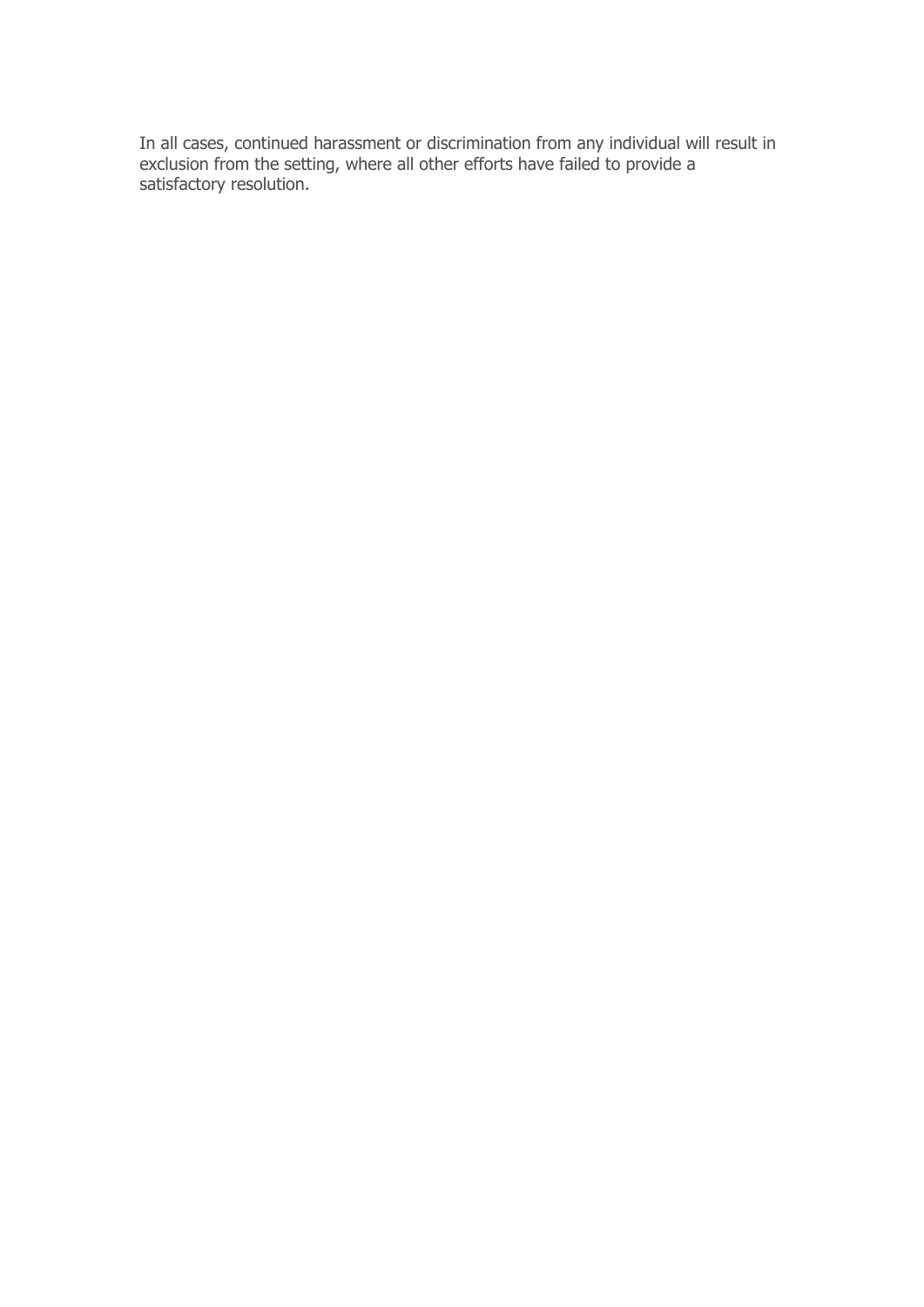In all cases, continued harassment or discrimination from any individual will result in exclusion from the setting, where all other efforts have failed to provide a satisfactory resolution.